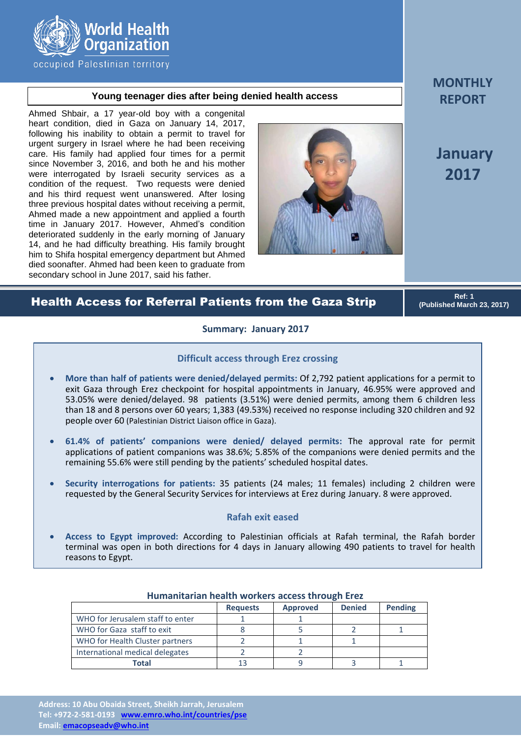World Health Organization
occupied Palestinian territory

# MONTHLY REPORT

# January 2017

## Young teenager dies after being denied health access

Ahmed Shbair, a 17 year-old boy with a congenital heart condition, died in Gaza on January 14, 2017, following his inability to obtain a permit to travel for urgent surgery in Israel where he had been receiving care. His family had applied four times for a permit since November 3, 2016, and both he and his mother were interrogated by Israeli security services as a condition of the request. Two requests were denied and his third request went unanswered. After losing three previous hospital dates without receiving a permit, Ahmed made a new appointment and applied a fourth time in January 2017. However, Ahmed's condition deteriorated suddenly in the early morning of January 14, and he had difficulty breathing. His family brought him to Shifa hospital emergency department but Ahmed died soonafter. Ahmed had been keen to graduate from secondary school in June 2017, said his father.

# Health Access for Referral Patients from the Gaza Strip

Ref: 1
(Published March 23, 2017)

### Summary: January 2017

#### Difficult access through Erez crossing

- **More than half of patients were denied/delayed permits:** Of 2,792 patient applications for a permit to exit Gaza through Erez checkpoint for hospital appointments in January, 46.95% were approved and 53.05% were denied/delayed. 98 patients (3.51%) were denied permits, among them 6 children less than 18 and 8 persons over 60 years; 1,383 (49.53%) received no response including 320 children and 92 people over 60 (Palestinian District Liaison office in Gaza).
- **61.4% of patients' companions were denied/ delayed permits:** The approval rate for permit applications of patient companions was 38.6%; 5.85% of the companions were denied permits and the remaining 55.6% were still pending by the patients' scheduled hospital dates.
- **Security interrogations for patients:** 35 patients (24 males; 11 females) including 2 children were requested by the General Security Services for interviews at Erez during January. 8 were approved.

#### Rafah exit eased

- **Access to Egypt improved:** According to Palestinian officials at Rafah terminal, the Rafah border terminal was open in both directions for 4 days in January allowing 490 patients to travel for health reasons to Egypt.

### Humanitarian health workers access through Erez

| | Requests | Approved | Denied | Pending |
|---|---|---|---|---|
| WHO for Jerusalem staff to enter | 1 | 1 | | |
| WHO for Gaza staff to exit | 8 | 5 | 2 | 1 |
| WHO for Health Cluster partners | 2 | 1 | 1 | |
| International medical delegates | 2 | 2 | | |
| **Total** | 13 | 9 | 3 | 1 |

**Address: 10 Abu Obaida Street, Sheikh Jarrah, Jerusalem**
**Tel: +972-2-581-0193 www.emro.who.int/countries/pse**
**Email: emacopseadv@who.int**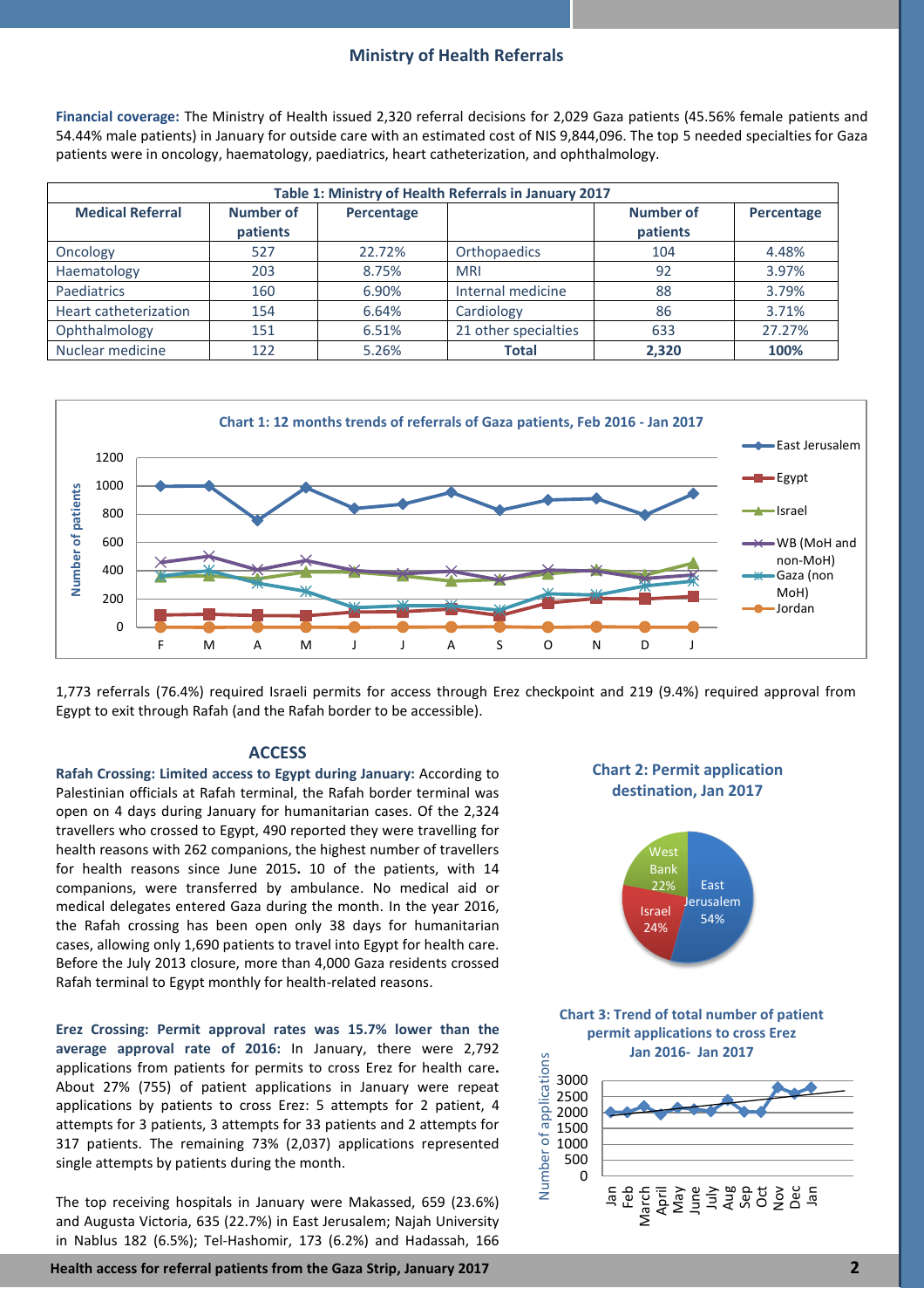## Ministry of Health Referrals

**Financial coverage:** The Ministry of Health issued 2,320 referral decisions for 2,029 Gaza patients (45.56% female patients and 54.44% male patients) in January for outside care with an estimated cost of NIS 9,844,096. The top 5 needed specialties for Gaza patients were in oncology, haematology, paediatrics, heart catheterization, and ophthalmology.

**Table 1: Ministry of Health Referrals in January 2017**

| Medical Referral | Number of patients | Percentage | | Number of patients | Percentage |
|---|---|---|---|---|---|
| Oncology | 527 | 22.72% | Orthopaedics | 104 | 4.48% |
| Haematology | 203 | 8.75% | MRI | 92 | 3.97% |
| Paediatrics | 160 | 6.90% | Internal medicine | 88 | 3.79% |
| Heart catheterization | 154 | 6.64% | Cardiology | 86 | 3.71% |
| Ophthalmology | 151 | 6.51% | 21 other specialties | 633 | 27.27% |
| Nuclear medicine | 122 | 5.26% | **Total** | **2,320** | **100%** |

**Chart 1: 12 months trends of referrals of Gaza patients, Feb 2016 - Jan 2017**

1,773 referrals (76.4%) required Israeli permits for access through Erez checkpoint and 219 (9.4%) required approval from Egypt to exit through Rafah (and the Rafah border to be accessible).

## ACCESS

**Rafah Crossing: Limited access to Egypt during January:** According to Palestinian officials at Rafah terminal, the Rafah border terminal was open on 4 days during January for humanitarian cases. Of the 2,324 travellers who crossed to Egypt, 490 reported they were travelling for health reasons with 262 companions, the highest number of travellers for health reasons since June 2015**.** 10 of the patients, with 14 companions, were transferred by ambulance. No medical aid or medical delegates entered Gaza during the month. In the year 2016, the Rafah crossing has been open only 38 days for humanitarian cases, allowing only 1,690 patients to travel into Egypt for health care. Before the July 2013 closure, more than 4,000 Gaza residents crossed Rafah terminal to Egypt monthly for health-related reasons.

**Erez Crossing: Permit approval rates was 15.7% lower than the average approval rate of 2016:** In January, there were 2,792 applications from patients for permits to cross Erez for health care**.** About 27% (755) of patient applications in January were repeat applications by patients to cross Erez: 5 attempts for 2 patient, 4 attempts for 3 patients, 3 attempts for 33 patients and 2 attempts for 317 patients. The remaining 73% (2,037) applications represented single attempts by patients during the month.

The top receiving hospitals in January were Makassed, 659 (23.6%) and Augusta Victoria, 635 (22.7%) in East Jerusalem; Najah University in Nablus 182 (6.5%); Tel-Hashomir, 173 (6.2%) and Hadassah, 166

**Chart 2: Permit application destination, Jan 2017**

**Chart 3: Trend of total number of patient permit applications to cross Erez Jan 2016- Jan 2017**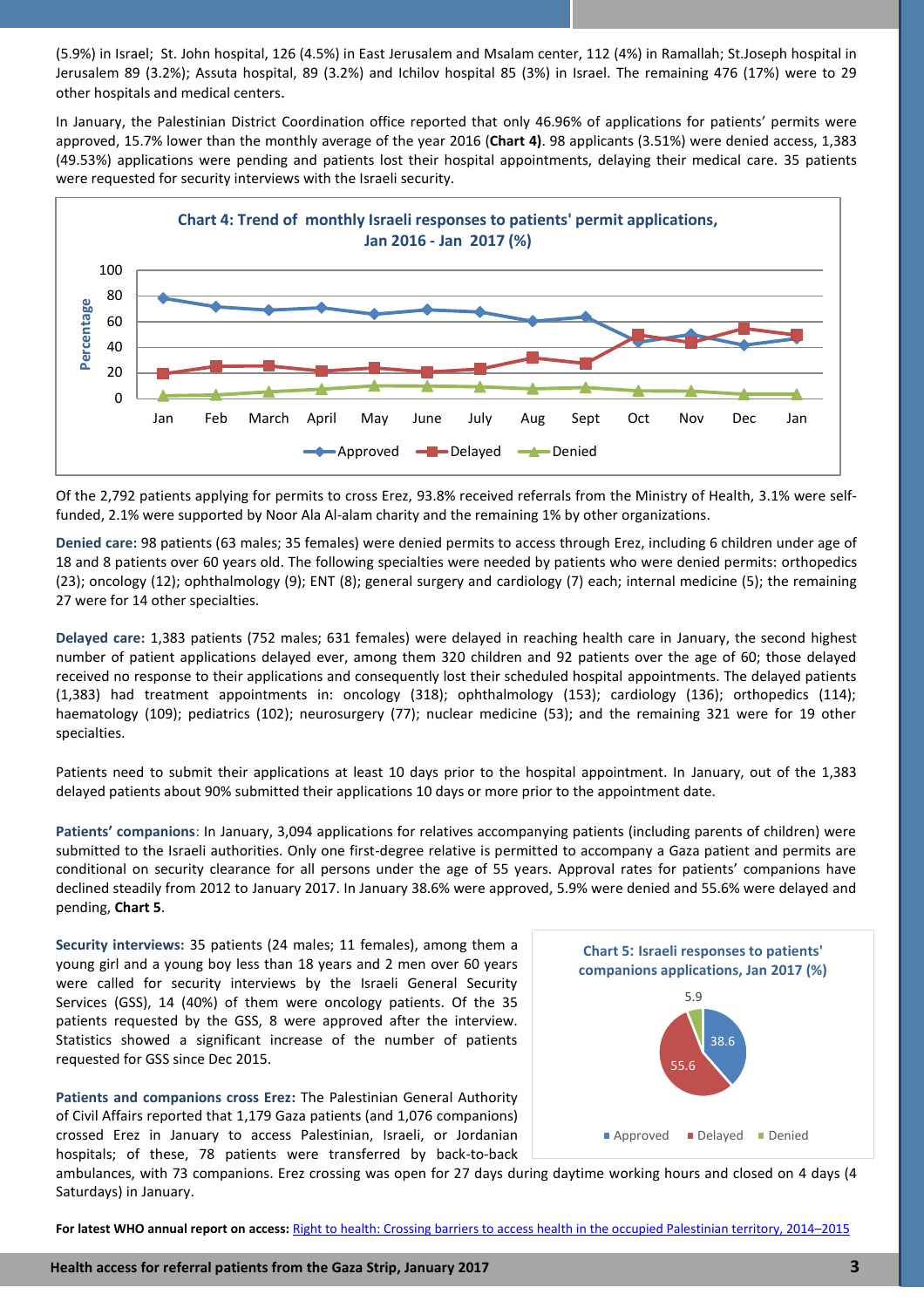(5.9%) in Israel; St. John hospital, 126 (4.5%) in East Jerusalem and Msalam center, 112 (4%) in Ramallah; St.Joseph hospital in Jerusalem 89 (3.2%); Assuta hospital, 89 (3.2%) and Ichilov hospital 85 (3%) in Israel. The remaining 476 (17%) were to 29 other hospitals and medical centers.

In January, the Palestinian District Coordination office reported that only 46.96% of applications for patients' permits were approved, 15.7% lower than the monthly average of the year 2016 (**Chart 4**). 98 applicants (3.51%) were denied access, 1,383 (49.53%) applications were pending and patients lost their hospital appointments, delaying their medical care. 35 patients were requested for security interviews with the Israeli security.

**Chart 4: Trend of monthly Israeli responses to patients' permit applications, Jan 2016 - Jan 2017 (%)**

Percentage

100
80
60
40
20
0

Jan Feb March April May June July Aug Sept Oct Nov Dec Jan

Approved Delayed Denied

Of the 2,792 patients applying for permits to cross Erez, 93.8% received referrals from the Ministry of Health, 3.1% were self-funded, 2.1% were supported by Noor Ala Al-alam charity and the remaining 1% by other organizations.

**Denied care:** 98 patients (63 males; 35 females) were denied permits to access through Erez, including 6 children under age of 18 and 8 patients over 60 years old. The following specialties were needed by patients who were denied permits: orthopedics (23); oncology (12); ophthalmology (9); ENT (8); general surgery and cardiology (7) each; internal medicine (5); the remaining 27 were for 14 other specialties.

**Delayed care:** 1,383 patients (752 males; 631 females) were delayed in reaching health care in January, the second highest number of patient applications delayed ever, among them 320 children and 92 patients over the age of 60; those delayed received no response to their applications and consequently lost their scheduled hospital appointments. The delayed patients (1,383) had treatment appointments in: oncology (318); ophthalmology (153); cardiology (136); orthopedics (114); haematology (109); pediatrics (102); neurosurgery (77); nuclear medicine (53); and the remaining 321 were for 19 other specialties.

Patients need to submit their applications at least 10 days prior to the hospital appointment. In January, out of the 1,383 delayed patients about 90% submitted their applications 10 days or more prior to the appointment date.

**Patients' companions**: In January, 3,094 applications for relatives accompanying patients (including parents of children) were submitted to the Israeli authorities. Only one first-degree relative is permitted to accompany a Gaza patient and permits are conditional on security clearance for all persons under the age of 55 years. Approval rates for patients' companions have declined steadily from 2012 to January 2017. In January 38.6% were approved, 5.9% were denied and 55.6% were delayed and pending, **Chart 5**.

**Security interviews:** 35 patients (24 males; 11 females), among them a young girl and a young boy less than 18 years and 2 men over 60 years were called for security interviews by the Israeli General Security Services (GSS), 14 (40%) of them were oncology patients. Of the 35 patients requested by the GSS, 8 were approved after the interview. Statistics showed a significant increase of the number of patients requested for GSS since Dec 2015.

**Chart 5: Israeli responses to patients' companions applications, Jan 2017 (%)**

5.9
38.6
55.6

Approved Delayed Denied

**Patients and companions cross Erez:** The Palestinian General Authority of Civil Affairs reported that 1,179 Gaza patients (and 1,076 companions) crossed Erez in January to access Palestinian, Israeli, or Jordanian hospitals; of these, 78 patients were transferred by back-to-back ambulances, with 73 companions. Erez crossing was open for 27 days during daytime working hours and closed on 4 days (4 Saturdays) in January.

**For latest WHO annual report on access:** [Right to health: Crossing barriers to access health in the occupied Palestinian territory, 2014–2015]